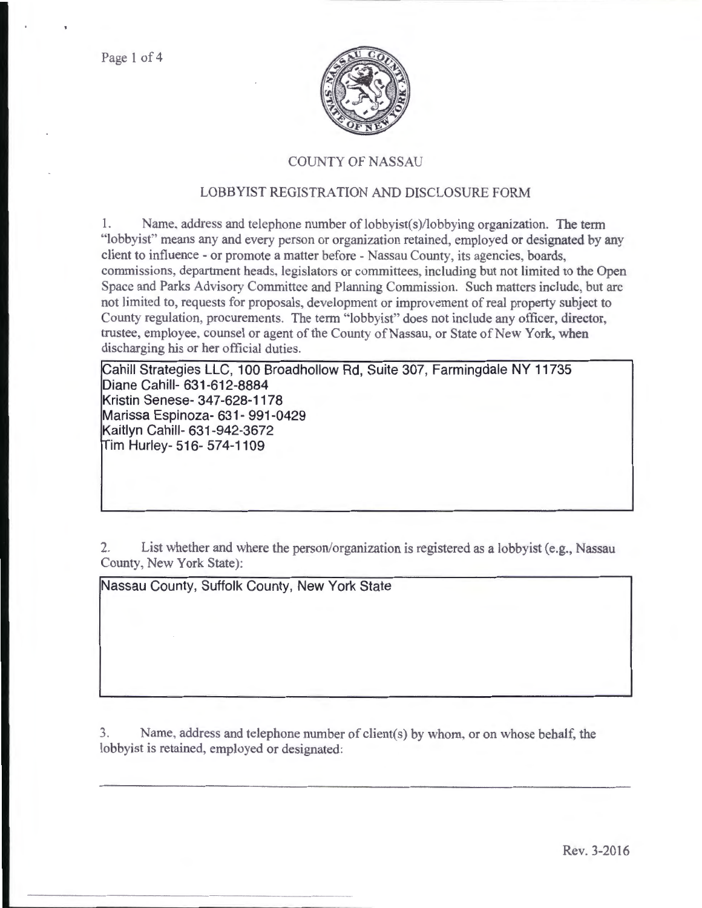# COUNTY OF NASSAU

## LOBBYIST REGISTRATION AND DISCLOSURE FORM

1. Name, address and telephone number of lobbyist(s)/lobbying organization. The term "lobbyist" means any and every person or organization retained, employed or designated by any client to influence - or promote a matter before - Nassau County, its agencies, boards, commissions, department heads, legislators or committees, including but not limited to the Open Space and Parks Advisory Committee and Planning Commission. Such matters include, but are not limited to, requests for proposals, development or improvement of real property subject to County regulation, procurements. The term "lobbyist" does not include any officer, director, trustee, employee, counsel or agent of the County of Nassau, or State of New York, when discharging his or her official duties.

Cahill Strategies LLC, 100 Broadhollow Rd, Suite 307, Farmingdale NY 11735
Diane Cahill- 631-612-8884
Kristin Senese- 347-628-1178
Marissa Espinoza- 631- 991-0429
Kaitlyn Cahill- 631-942-3672
Tim Hurley- 516- 574-1109

2. List whether and where the person/organization is registered as a lobbyist (e.g., Nassau County, New York State):

Nassau County, Suffolk County, New York State

3. Name, address and telephone number of client(s) by whom, or on whose behalf, the lobbyist is retained, employed or designated:

Rev. 3-2016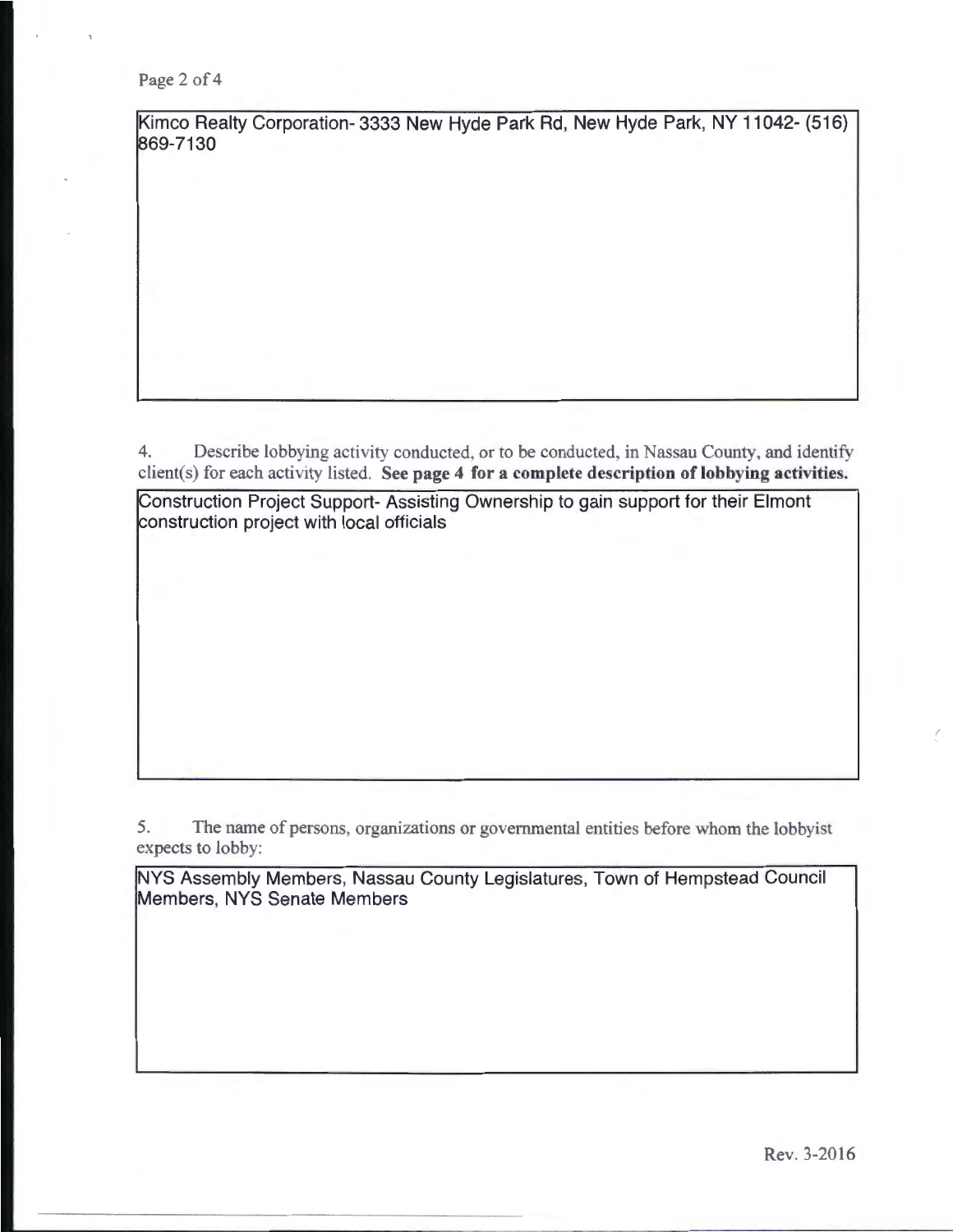Kimco Realty Corporation- 3333 New Hyde Park Rd, New Hyde Park, NY 11042- (516) 869-7130

4. Describe lobbying activity conducted, or to be conducted, in Nassau County, and identify client(s) for each activity listed. **See page 4 for a complete description of lobbying activities.**

Construction Project Support- Assisting Ownership to gain support for their Elmont construction project with local officials

5. The name of persons, organizations or governmental entities before whom the lobbyist expects to lobby:

NYS Assembly Members, Nassau County Legislatures, Town of Hempstead Council Members, NYS Senate Members

Rev. 3-2016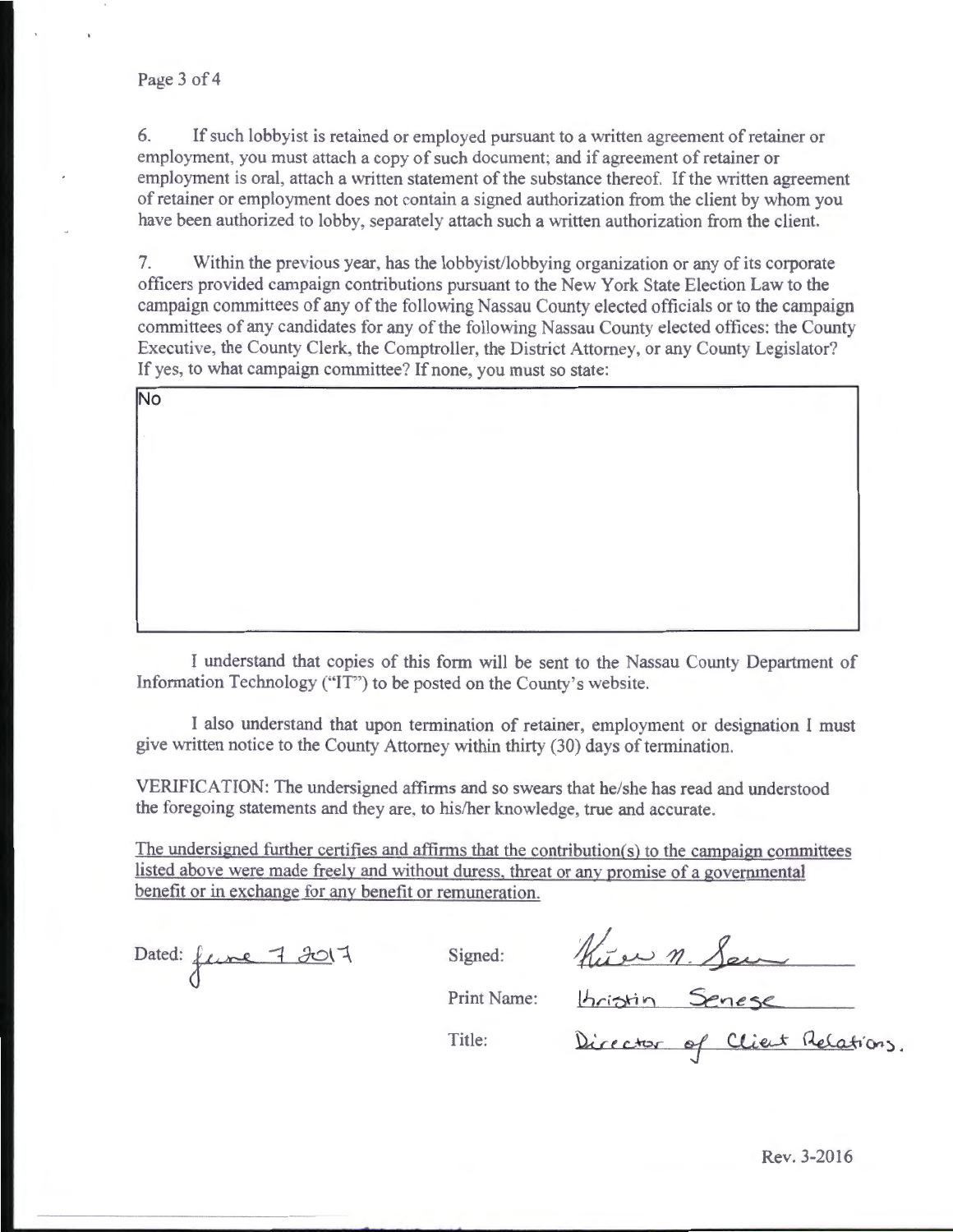6. If such lobbyist is retained or employed pursuant to a written agreement of retainer or employment, you must attach a copy of such document; and if agreement of retainer or employment is oral, attach a written statement of the substance thereof. If the written agreement of retainer or employment does not contain a signed authorization from the client by whom you have been authorized to lobby, separately attach such a written authorization from the client.

7. Within the previous year, has the lobbyist/lobbying organization or any of its corporate officers provided campaign contributions pursuant to the New York State Election Law to the campaign committees of any of the following Nassau County elected officials or to the campaign committees of any candidates for any of the following Nassau County elected offices: the County Executive, the County Clerk, the Comptroller, the District Attorney, or any County Legislator? If yes, to what campaign committee? If none, you must so state:

No

I understand that copies of this form will be sent to the Nassau County Department of Information Technology ("IT") to be posted on the County's website.

I also understand that upon termination of retainer, employment or designation I must give written notice to the County Attorney within thirty (30) days of termination.

VERIFICATION: The undersigned affirms and so swears that he/she has read and understood the foregoing statements and they are, to his/her knowledge, true and accurate.

The undersigned further certifies and affirms that the contribution(s) to the campaign committees listed above were made freely and without duress, threat or any promise of a governmental benefit or in exchange for any benefit or remuneration.

Dated: June 7 2017

Signed: Kristin N. Senese

Print Name: Kristin Senese

Title: Director of Client Relations.

Rev. 3-2016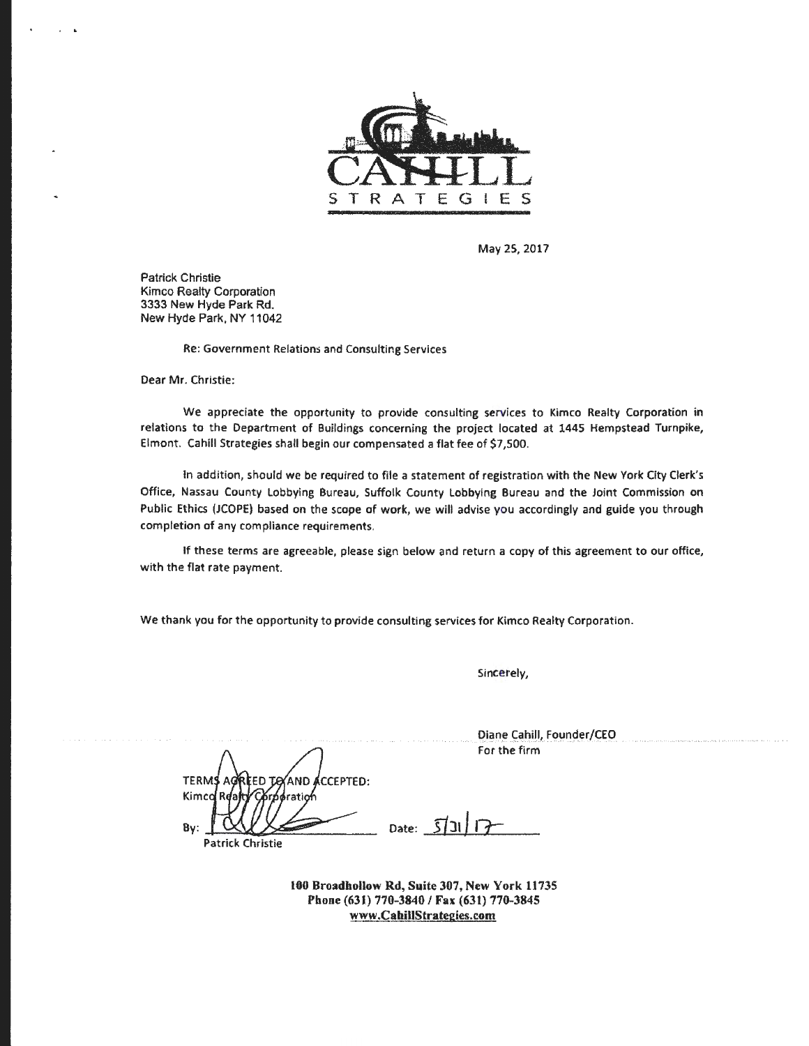CAHILL STRATEGIES

May 25, 2017

Patrick Christie
Kimco Realty Corporation
3333 New Hyde Park Rd.
New Hyde Park, NY 11042

Re: Government Relations and Consulting Services

Dear Mr. Christie:

We appreciate the opportunity to provide consulting services to Kimco Realty Corporation in relations to the Department of Buildings concerning the project located at 1445 Hempstead Turnpike, Elmont. Cahill Strategies shall begin our compensated a flat fee of $7,500.

In addition, should we be required to file a statement of registration with the New York City Clerk's Office, Nassau County Lobbying Bureau, Suffolk County Lobbying Bureau and the Joint Commission on Public Ethics (JCOPE) based on the scope of work, we will advise you accordingly and guide you through completion of any compliance requirements.

If these terms are agreeable, please sign below and return a copy of this agreement to our office, with the flat rate payment.

We thank you for the opportunity to provide consulting services for Kimco Realty Corporation.

Sincerely,

Diane Cahill, Founder/CEO
For the firm

TERMS AGREED TO AND ACCEPTED:
Kimco Realty Corporation

By: ____________________ Date: 5/31/17
Patrick Christie

**100 Broadhollow Rd, Suite 307, New York 11735**
**Phone (631) 770-3840 / Fax (631) 770-3845**
**www.CahillStrategies.com**